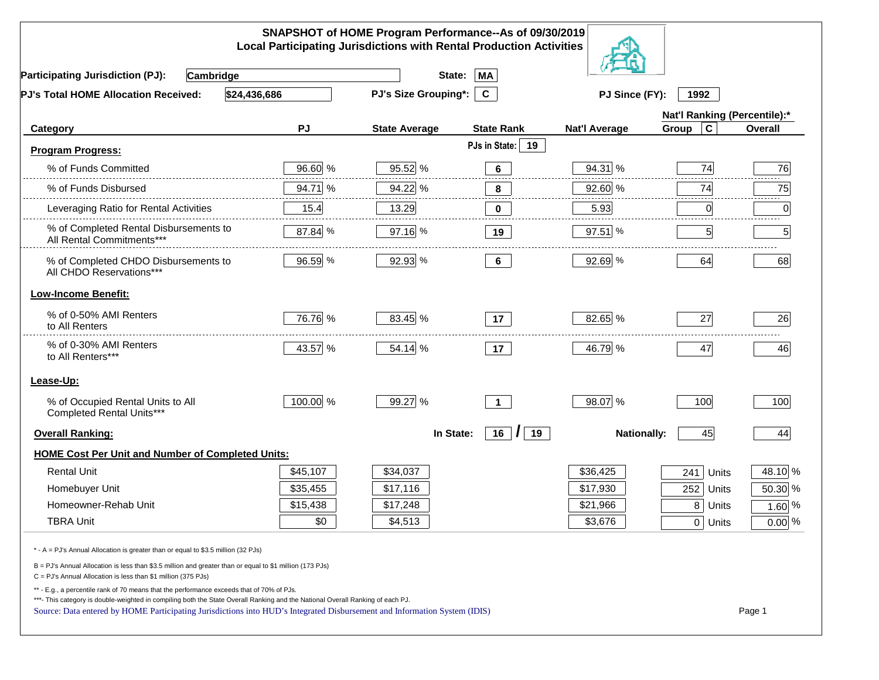# SNAPSHOT of HOME Program Performance--As of 09/30/2019
## Local Participating Jurisdictions with Rental Production Activities

**Participating Jurisdiction (PJ):** Cambridge **State:** MA

**PJ's Total HOME Allocation Received:** $24,436,686 **PJ's Size Grouping*:** C **PJ Since (FY):** 1992

| Category | PJ | State Average | State Rank | Nat'l Average | Nat'l Ranking (Percentile):* Group C | Overall |
|---|---|---|---|---|---|---|
| **Program Progress:** | | | PJs in State: 19 | | | |
| % of Funds Committed | 96.60 % | 95.52 % | 6 | 94.31 % | 74 | 76 |
| % of Funds Disbursed | 94.71 % | 94.22 % | 8 | 92.60 % | 74 | 75 |
| Leveraging Ratio for Rental Activities | 15.4 | 13.29 | 0 | 5.93 | 0 | 0 |
| % of Completed Rental Disbursements to All Rental Commitments*** | 87.84 % | 97.16 % | 19 | 97.51 % | 5 | 5 |
| % of Completed CHDO Disbursements to All CHDO Reservations*** | 96.59 % | 92.93 % | 6 | 92.69 % | 64 | 68 |
| **Low-Income Benefit:** | | | | | | |
| % of 0-50% AMI Renters to All Renters | 76.76 % | 83.45 % | 17 | 82.65 % | 27 | 26 |
| % of 0-30% AMI Renters to All Renters*** | 43.57 % | 54.14 % | 17 | 46.79 % | 47 | 46 |
| **Lease-Up:** | | | | | | |
| % of Occupied Rental Units to All Completed Rental Units*** | 100.00 % | 99.27 % | 1 | 98.07 % | 100 | 100 |
| **Overall Ranking:** | | In State: | 16 / 19 | Nationally: | 45 | 44 |
| **HOME Cost Per Unit and Number of Completed Units:** | | | | | | |
| Rental Unit | $45,107 | $34,037 | | $36,425 | 241 Units | 48.10 % |
| Homebuyer Unit | $35,455 | $17,116 | | $17,930 | 252 Units | 50.30 % |
| Homeowner-Rehab Unit | $15,438 | $17,248 | | $21,966 | 8 Units | 1.60 % |
| TBRA Unit | $0 | $4,513 | | $3,676 | 0 Units | 0.00 % |

* - A = PJ's Annual Allocation is greater than or equal to $3.5 million (32 PJs)

B = PJ's Annual Allocation is less than $3.5 million and greater than or equal to $1 million (173 PJs)

C = PJ's Annual Allocation is less than $1 million (375 PJs)

** - E.g., a percentile rank of 70 means that the performance exceeds that of 70% of PJs.

***- This category is double-weighted in compiling both the State Overall Ranking and the National Overall Ranking of each PJ.

Source: Data entered by HOME Participating Jurisdictions into HUD's Integrated Disbursement and Information System (IDIS)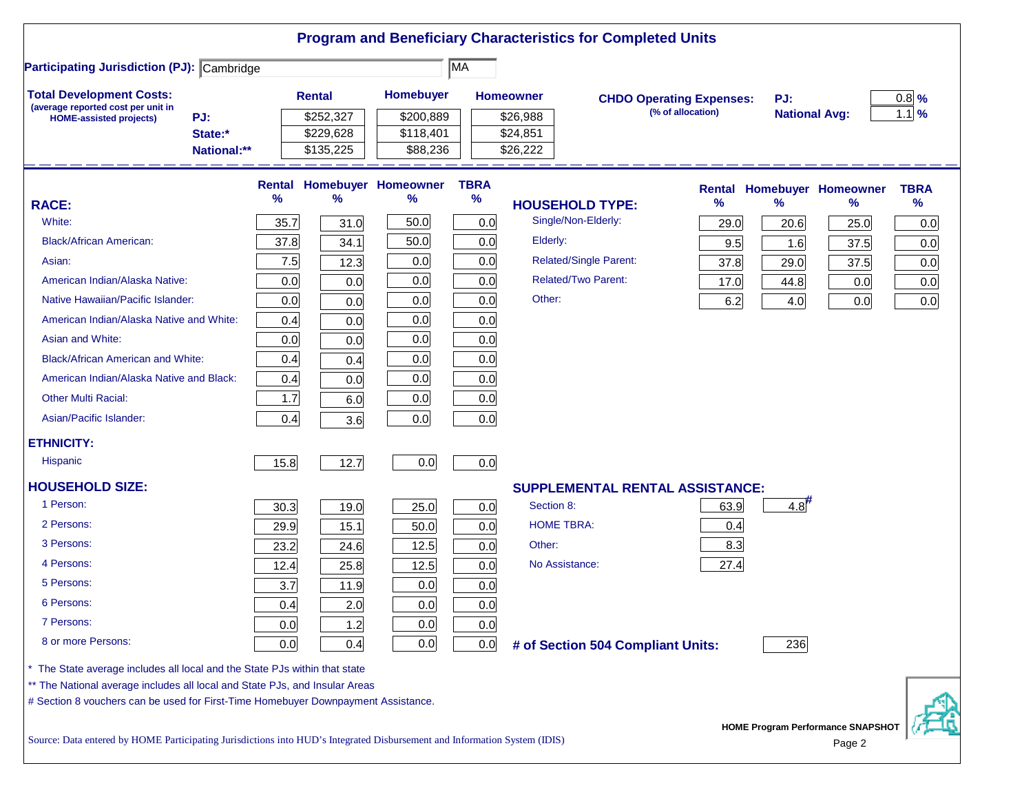# Program and Beneficiary Characteristics for Completed Units

**Participating Jurisdiction (PJ):** Cambridge MA

**Total Development Costs:** (average reported cost per unit in HOME-assisted projects)

| | Rental | Homebuyer | Homeowner |
|---|---|---|---|
| PJ: | $252,327 | $200,889 | $26,988 |
| State:* | $229,628 | $118,401 | $24,851 |
| National:** | $135,225 | $88,236 | $26,222 |

**CHDO Operating Expenses:** (% of allocation)

| | |
|---|---|
| PJ: | 0.8 % |
| National Avg: | 1.1 % |

| RACE: | Rental % | Homebuyer % | Homeowner % | TBRA % |
|---|---|---|---|---|
| White: | 35.7 | 31.0 | 50.0 | 0.0 |
| Black/African American: | 37.8 | 34.1 | 50.0 | 0.0 |
| Asian: | 7.5 | 12.3 | 0.0 | 0.0 |
| American Indian/Alaska Native: | 0.0 | 0.0 | 0.0 | 0.0 |
| Native Hawaiian/Pacific Islander: | 0.0 | 0.0 | 0.0 | 0.0 |
| American Indian/Alaska Native and White: | 0.4 | 0.0 | 0.0 | 0.0 |
| Asian and White: | 0.0 | 0.0 | 0.0 | 0.0 |
| Black/African American and White: | 0.4 | 0.4 | 0.0 | 0.0 |
| American Indian/Alaska Native and Black: | 0.4 | 0.0 | 0.0 | 0.0 |
| Other Multi Racial: | 1.7 | 6.0 | 0.0 | 0.0 |
| Asian/Pacific Islander: | 0.4 | 3.6 | 0.0 | 0.0 |
| **ETHNICITY:** | | | | |
| Hispanic | 15.8 | 12.7 | 0.0 | 0.0 |
| **HOUSEHOLD SIZE:** | | | | |
| 1 Person: | 30.3 | 19.0 | 25.0 | 0.0 |
| 2 Persons: | 29.9 | 15.1 | 50.0 | 0.0 |
| 3 Persons: | 23.2 | 24.6 | 12.5 | 0.0 |
| 4 Persons: | 12.4 | 25.8 | 12.5 | 0.0 |
| 5 Persons: | 3.7 | 11.9 | 0.0 | 0.0 |
| 6 Persons: | 0.4 | 2.0 | 0.0 | 0.0 |
| 7 Persons: | 0.0 | 1.2 | 0.0 | 0.0 |
| 8 or more Persons: | 0.0 | 0.4 | 0.0 | 0.0 |

| HOUSEHOLD TYPE: | Rental % | Homebuyer % | Homeowner % | TBRA % |
|---|---|---|---|---|
| Single/Non-Elderly: | 29.0 | 20.6 | 25.0 | 0.0 |
| Elderly: | 9.5 | 1.6 | 37.5 | 0.0 |
| Related/Single Parent: | 37.8 | 29.0 | 37.5 | 0.0 |
| Related/Two Parent: | 17.0 | 44.8 | 0.0 | 0.0 |
| Other: | 6.2 | 4.0 | 0.0 | 0.0 |

| SUPPLEMENTAL RENTAL ASSISTANCE: | Rental | Homebuyer |
|---|---|---|
| Section 8: | 63.9 | 4.8# |
| HOME TBRA: | 0.4 | |
| Other: | 8.3 | |
| No Assistance: | 27.4 | |

**# of Section 504 Compliant Units:** 236

\* The State average includes all local and the State PJs within that state

** The National average includes all local and State PJs, and Insular Areas

# Section 8 vouchers can be used for First-Time Homebuyer Downpayment Assistance.

Source: Data entered by HOME Participating Jurisdictions into HUD's Integrated Disbursement and Information System (IDIS)

HOME Program Performance SNAPSHOT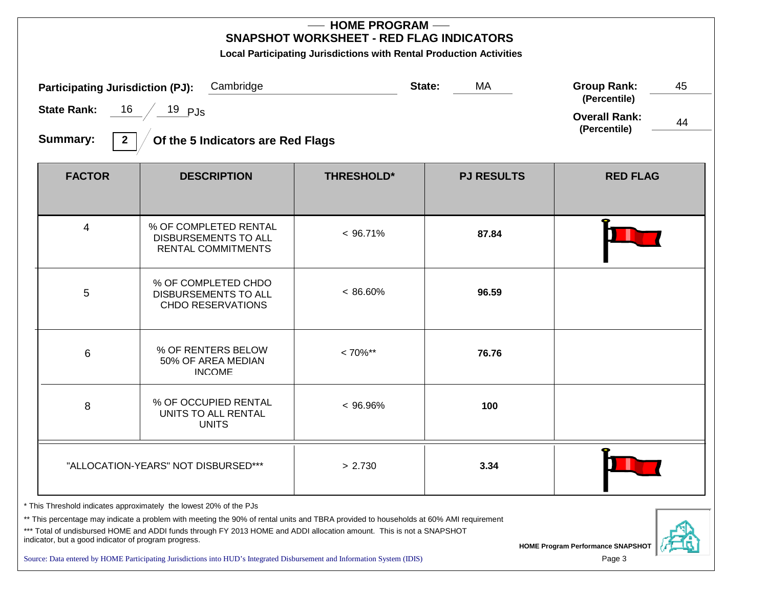# HOME PROGRAM

## SNAPSHOT WORKSHEET - RED FLAG INDICATORS

**Local Participating Jurisdictions with Rental Production Activities**

**Participating Jurisdiction (PJ):** Cambridge **State:** MA **Group Rank:** 45 **(Percentile)**

**State Rank:** 16 / 19 PJs **Overall Rank:** 44 **(Percentile)**

**Summary:** 2 / **Of the 5 Indicators are Red Flags**

| FACTOR | DESCRIPTION | THRESHOLD* | PJ RESULTS | RED FLAG |
|---|---|---|---|---|
| 4 | % OF COMPLETED RENTAL DISBURSEMENTS TO ALL RENTAL COMMITMENTS | < 96.71% | **87.84** | 🚩 |
| 5 | % OF COMPLETED CHDO DISBURSEMENTS TO ALL CHDO RESERVATIONS | < 86.60% | **96.59** | |
| 6 | % OF RENTERS BELOW 50% OF AREA MEDIAN INCOME | < 70%** | **76.76** | |
| 8 | % OF OCCUPIED RENTAL UNITS TO ALL RENTAL UNITS | < 96.96% | **100** | |
| "ALLOCATION-YEARS" NOT DISBURSED*** | | > 2.730 | **3.34** | 🚩 |

\* This Threshold indicates approximately the lowest 20% of the PJs

** This percentage may indicate a problem with meeting the 90% of rental units and TBRA provided to households at 60% AMI requirement

*** Total of undisbursed HOME and ADDI funds through FY 2013 HOME and ADDI allocation amount. This is not a SNAPSHOT indicator, but a good indicator of program progress.

Source: Data entered by HOME Participating Jurisdictions into HUD's Integrated Disbursement and Information System (IDIS)